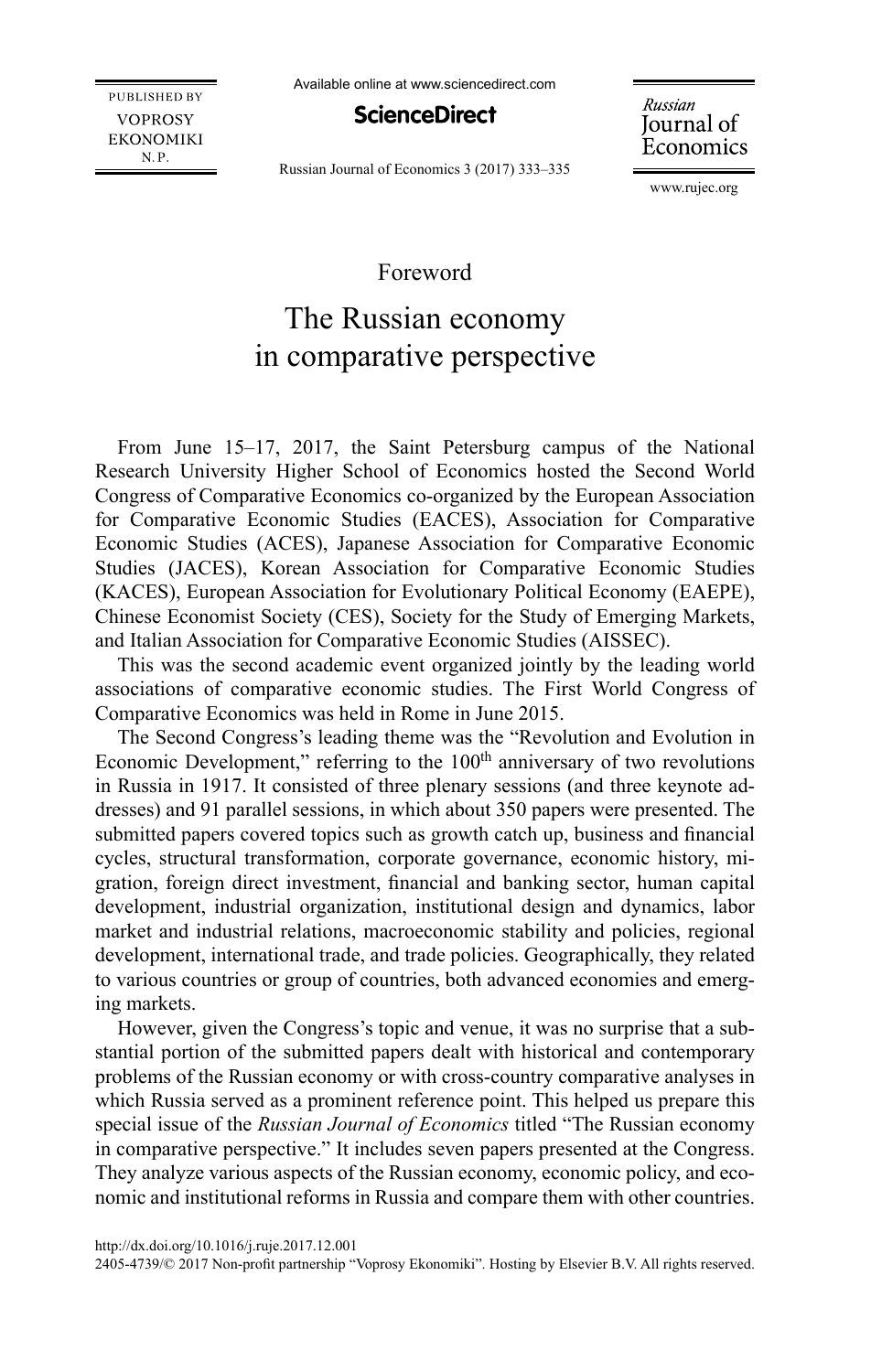Foreword

# The Russian economy in comparative perspective

From June 15–17, 2017, the Saint Petersburg campus of the National Research University Higher School of Economics hosted the Second World Congress of Comparative Economics co-organized by the European Association for Comparative Economic Studies (EACES), Association for Comparative Economic Studies (ACES), Japanese Association for Comparative Economic Studies (JACES), Korean Association for Comparative Economic Studies (KACES), European Association for Evolutionary Political Economy (EAEPE), Chinese Economist Society (CES), Society for the Study of Emerging Markets, and Italian Association for Comparative Economic Studies (AISSEC).

This was the second academic event organized jointly by the leading world associations of comparative economic studies. The First World Congress of Comparative Economics was held in Rome in June 2015.

The Second Congress's leading theme was the "Revolution and Evolution in Economic Development," referring to the 100th anniversary of two revolutions in Russia in 1917. It consisted of three plenary sessions (and three keynote addresses) and 91 parallel sessions, in which about 350 papers were presented. The submitted papers covered topics such as growth catch up, business and financial cycles, structural transformation, corporate governance, economic history, migration, foreign direct investment, financial and banking sector, human capital development, industrial organization, institutional design and dynamics, labor market and industrial relations, macroeconomic stability and policies, regional development, international trade, and trade policies. Geographically, they related to various countries or group of countries, both advanced economies and emerging markets.

However, given the Congress's topic and venue, it was no surprise that a substantial portion of the submitted papers dealt with historical and contemporary problems of the Russian economy or with cross-country comparative analyses in which Russia served as a prominent reference point. This helped us prepare this special issue of the *Russian Journal of Economics* titled "The Russian economy in comparative perspective." It includes seven papers presented at the Congress. They analyze various aspects of the Russian economy, economic policy, and economic and institutional reforms in Russia and compare them with other countries.

http://dx.doi.org/10.1016/j.ruje.2017.12.001

2405-4739/© 2017 Non-profit partnership "Voprosy Ekonomiki". Hosting by Elsevier B.V. All rights reserved.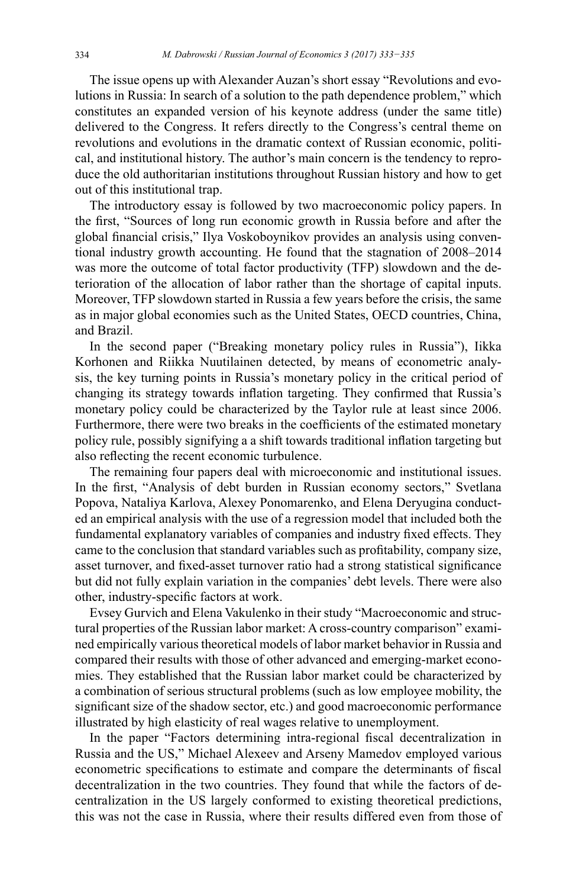The issue opens up with Alexander Auzan's short essay "Revolutions and evolutions in Russia: In search of a solution to the path dependence problem," which constitutes an expanded version of his keynote address (under the same title) delivered to the Congress. It refers directly to the Congress's central theme on revolutions and evolutions in the dramatic context of Russian economic, political, and institutional history. The author's main concern is the tendency to reproduce the old authoritarian institutions throughout Russian history and how to get out of this institutional trap.

The introductory essay is followed by two macroeconomic policy papers. In the first, "Sources of long run economic growth in Russia before and after the global financial crisis," Ilya Voskoboynikov provides an analysis using conventional industry growth accounting. He found that the stagnation of 2008–2014 was more the outcome of total factor productivity (TFP) slowdown and the deterioration of the allocation of labor rather than the shortage of capital inputs. Moreover, TFP slowdown started in Russia a few years before the crisis, the same as in major global economies such as the United States, OECD countries, China, and Brazil.

In the second paper ("Breaking monetary policy rules in Russia"), Iikka Korhonen and Riikka Nuutilainen detected, by means of econometric analysis, the key turning points in Russia's monetary policy in the critical period of changing its strategy towards inflation targeting. They confirmed that Russia's monetary policy could be characterized by the Taylor rule at least since 2006. Furthermore, there were two breaks in the coefficients of the estimated monetary policy rule, possibly signifying a a shift towards traditional inflation targeting but also reflecting the recent economic turbulence.

The remaining four papers deal with microeconomic and institutional issues. In the first, "Analysis of debt burden in Russian economy sectors," Svetlana Popova, Nataliya Karlova, Alexey Ponomarenko, and Elena Deryugina conducted an empirical analysis with the use of a regression model that included both the fundamental explanatory variables of companies and industry fixed effects. They came to the conclusion that standard variables such as profitability, company size, asset turnover, and fixed-asset turnover ratio had a strong statistical significance but did not fully explain variation in the companies' debt levels. There were also other, industry-specific factors at work.

Evsey Gurvich and Elena Vakulenko in their study "Macroeconomic and structural properties of the Russian labor market: A cross-country comparison" examined empirically various theoretical models of labor market behavior in Russia and compared their results with those of other advanced and emerging-market economies. They established that the Russian labor market could be characterized by a combination of serious structural problems (such as low employee mobility, the significant size of the shadow sector, etc.) and good macroeconomic performance illustrated by high elasticity of real wages relative to unemployment.

In the paper "Factors determining intra-regional fiscal decentralization in Russia and the US," Michael Alexeev and Arseny Mamedov employed various econometric specifications to estimate and compare the determinants of fiscal decentralization in the two countries. They found that while the factors of decentralization in the US largely conformed to existing theoretical predictions, this was not the case in Russia, where their results differed even from those of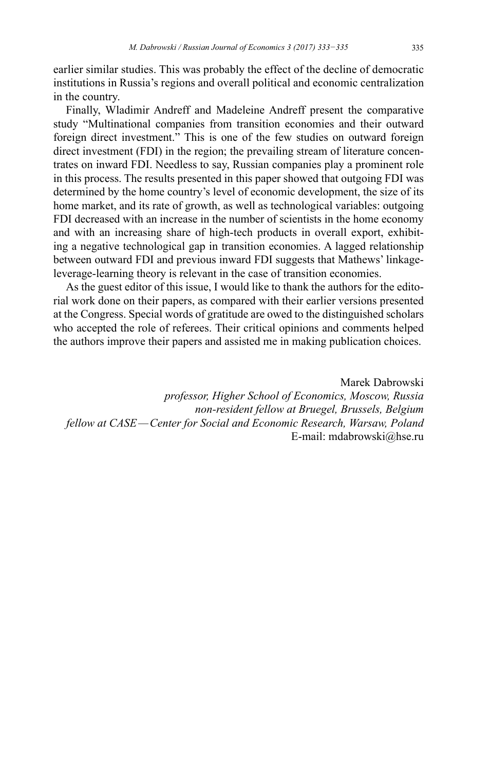earlier similar studies. This was probably the effect of the decline of democratic institutions in Russia's regions and overall political and economic centralization in the country.

Finally, Wladimir Andreff and Madeleine Andreff present the comparative study "Multinational companies from transition economies and their outward foreign direct investment." This is one of the few studies on outward foreign direct investment (FDI) in the region; the prevailing stream of literature concentrates on inward FDI. Needless to say, Russian companies play a prominent role in this process. The results presented in this paper showed that outgoing FDI was determined by the home country's level of economic development, the size of its home market, and its rate of growth, as well as technological variables: outgoing FDI decreased with an increase in the number of scientists in the home economy and with an increasing share of high-tech products in overall export, exhibiting a negative technological gap in transition economies. A lagged relationship between outward FDI and previous inward FDI suggests that Mathews' linkage-leverage-learning theory is relevant in the case of transition economies.

As the guest editor of this issue, I would like to thank the authors for the editorial work done on their papers, as compared with their earlier versions presented at the Congress. Special words of gratitude are owed to the distinguished scholars who accepted the role of referees. Their critical opinions and comments helped the authors improve their papers and assisted me in making publication choices.

Marek Dabrowski  
*professor, Higher School of Economics, Moscow, Russia*  
*non-resident fellow at Bruegel, Brussels, Belgium*  
*fellow at CASE—Center for Social and Economic Research, Warsaw, Poland*  
E-mail: mdabrowski@hse.ru